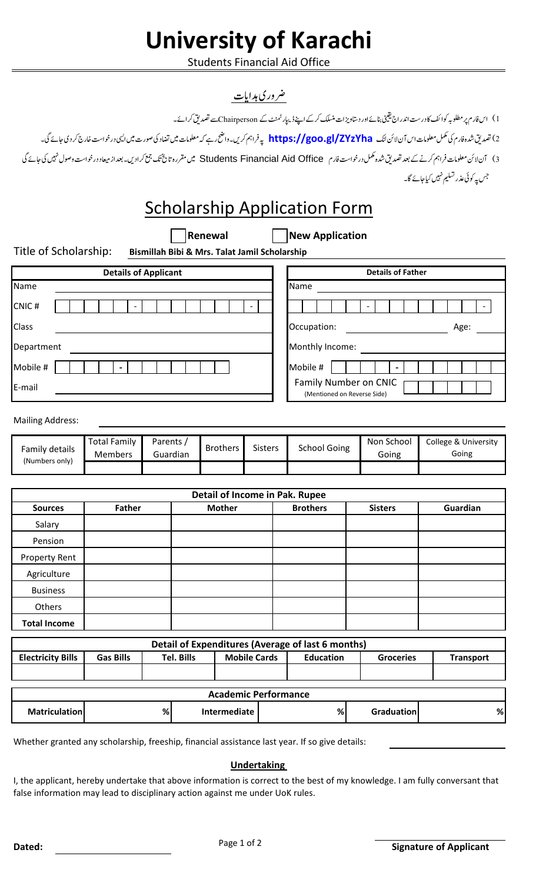# University of Karachi

Students Financial Aid Office

## ضروری ہدایات

1) اس فارم پر مطلوبہ کوائف کا درست اندراج یقینی بنائے اور دستاویزات منسلک کر کے اپنے ڈیپارٹمنٹ کے Chairperson سے تصدیق کرائے۔

2) تصدیق شدہ فارم کی مکمل معلومات اس آن لائن لنک **https://goo.gl/ZYzYha** پہ فراہم کریں۔ واضح رہے کہ معلومات میں تضاد کی صورت میں ایسی درخواست خارج کر دی جائے گی۔

3) آن لائن معلومات فراہم کرنے کے بعد تصدیق شدہ مکمل درخواست فارم Students Financial Aid Office میں مقررہ تاریخ تک جمع کرا دیں۔ بعد از میعاد درخواست وصول نہیں کی جائے گی جس پہ کوئی عذر تسلیم نہیں کیا جائے گا۔

# Scholarship Application Form

☐ Renewal ☐ New Application

Title of Scholarship: **Bismillah Bibi & Mrs. Talat Jamil Scholarship**

| Details of Applicant | |
|---|---|
| Name | |
| CNIC # | - - |
| Class | |
| Department | |
| Mobile # | - |
| E-mail | |

| Details of Father | |
|---|---|
| Name | |
| CNIC # | - - |
| Occupation: | Age: |
| Monthly Income: | |
| Mobile # | - |
| Family Number on CNIC (Mentioned on Reverse Side) | |

Mailing Address:

| Family details (Numbers only) | Total Family Members | Parents / Guardian | Brothers | Sisters | School Going | Non School Going | College & University Going |
|---|---|---|---|---|---|---|---|
| | | | | | | | |

| Detail of Income in Pak. Rupee | | | | | |
|---|---|---|---|---|---|
| **Sources** | **Father** | **Mother** | **Brothers** | **Sisters** | **Guardian** |
| Salary | | | | | |
| Pension | | | | | |
| Property Rent | | | | | |
| Agriculture | | | | | |
| Business | | | | | |
| Others | | | | | |
| **Total Income** | | | | | |

| Detail of Expenditures (Average of last 6 months) | | | | | | |
|---|---|---|---|---|---|---|
| **Electricity Bills** | **Gas Bills** | **Tel. Bills** | **Mobile Cards** | **Education** | **Groceries** | **Transport** |
| | | | | | | |

| Academic Performance | | | | | |
|---|---|---|---|---|---|
| **Matriculation** | % | **Intermediate** | % | **Graduation** | % |

Whether granted any scholarship, freeship, financial assistance last year. If so give details:

**Undertaking**

I, the applicant, hereby undertake that above information is correct to the best of my knowledge. I am fully conversant that false information may lead to disciplinary action against me under UoK rules.

**Dated:**

**Signature of Applicant**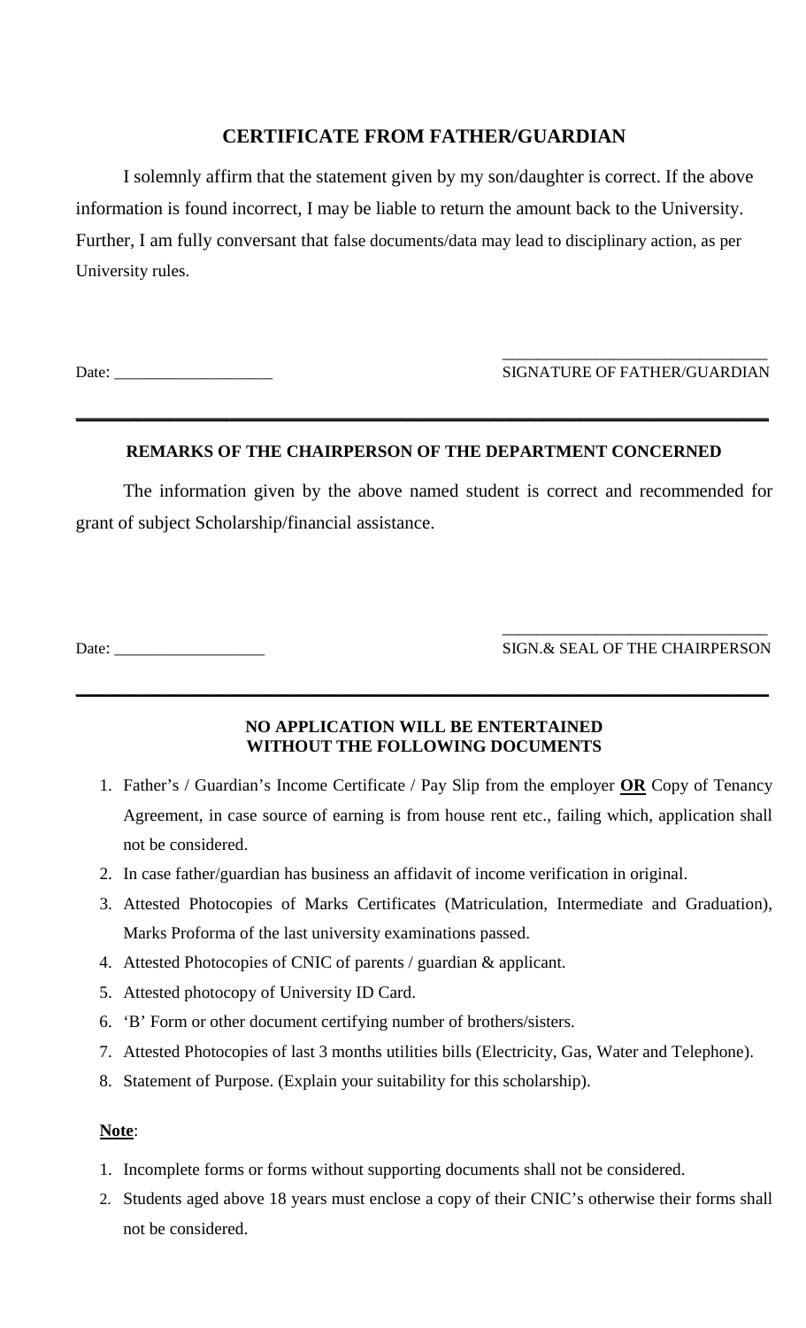## CERTIFICATE FROM FATHER/GUARDIAN

I solemnly affirm that the statement given by my son/daughter is correct. If the above information is found incorrect, I may be liable to return the amount back to the University. Further, I am fully conversant that false documents/data may lead to disciplinary action, as per University rules.

Date: ___________________ ______________________________
SIGNATURE OF FATHER/GUARDIAN

---

### REMARKS OF THE CHAIRPERSON OF THE DEPARTMENT CONCERNED

The information given by the above named student is correct and recommended for grant of subject Scholarship/financial assistance.

Date: __________________ ______________________________
SIGN.& SEAL OF THE CHAIRPERSON

---

### NO APPLICATION WILL BE ENTERTAINED WITHOUT THE FOLLOWING DOCUMENTS

1. Father's / Guardian's Income Certificate / Pay Slip from the employer **OR** Copy of Tenancy Agreement, in case source of earning is from house rent etc., failing which, application shall not be considered.
2. In case father/guardian has business an affidavit of income verification in original.
3. Attested Photocopies of Marks Certificates (Matriculation, Intermediate and Graduation), Marks Proforma of the last university examinations passed.
4. Attested Photocopies of CNIC of parents / guardian & applicant.
5. Attested photocopy of University ID Card.
6. 'B' Form or other document certifying number of brothers/sisters.
7. Attested Photocopies of last 3 months utilities bills (Electricity, Gas, Water and Telephone).
8. Statement of Purpose. (Explain your suitability for this scholarship).

**Note**:

1. Incomplete forms or forms without supporting documents shall not be considered.
2. Students aged above 18 years must enclose a copy of their CNIC's otherwise their forms shall not be considered.